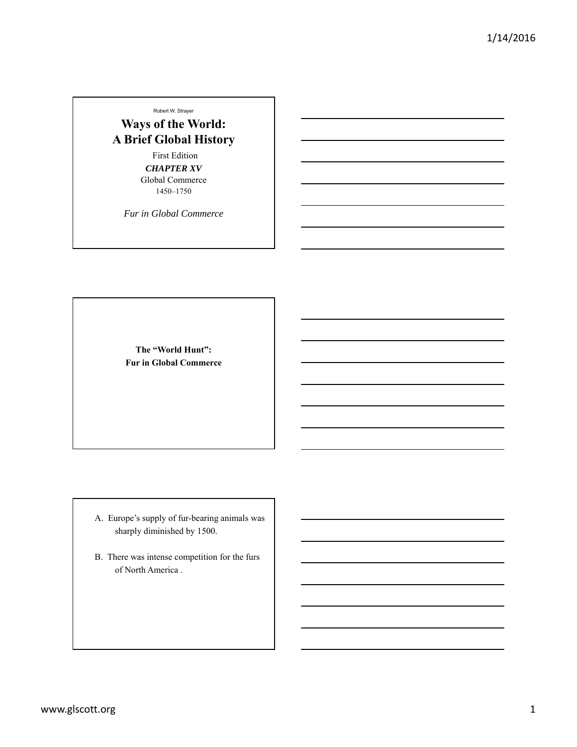Robert W. Strayer

# Ways of the World: A Brief Global History

First Edition

***CHAPTER XV***

Global Commerce

1450–1750

*Fur in Global Commerce*

**The "World Hunt": Fur in Global Commerce**

A. Europe's supply of fur-bearing animals was sharply diminished by 1500.

B. There was intense competition for the furs of North America .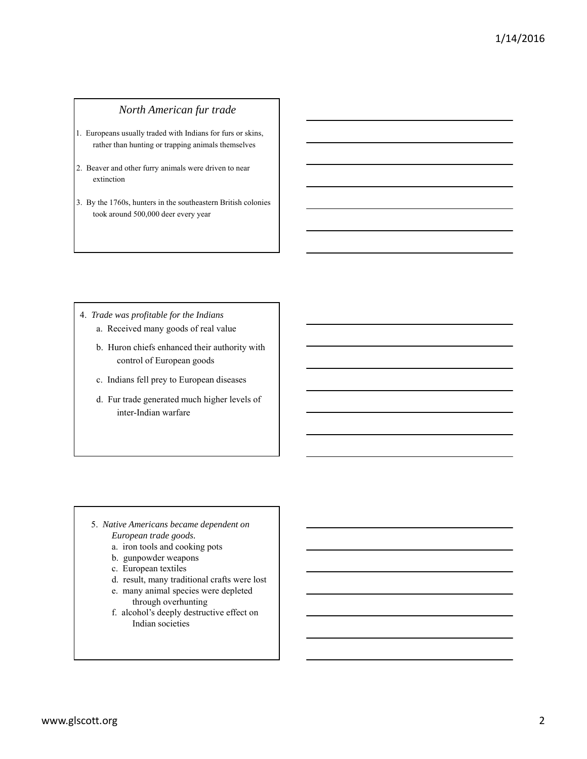## *North American fur trade*

1. Europeans usually traded with Indians for furs or skins, rather than hunting or trapping animals themselves
2. Beaver and other furry animals were driven to near extinction
3. By the 1760s, hunters in the southeastern British colonies took around 500,000 deer every year

4. *Trade was profitable for the Indians*
   a. Received many goods of real value
   b. Huron chiefs enhanced their authority with control of European goods
   c. Indians fell prey to European diseases
   d. Fur trade generated much higher levels of inter-Indian warfare

5. *Native Americans became dependent on European trade goods.*
   a. iron tools and cooking pots
   b. gunpowder weapons
   c. European textiles
   d. result, many traditional crafts were lost
   e. many animal species were depleted through overhunting
   f. alcohol's deeply destructive effect on Indian societies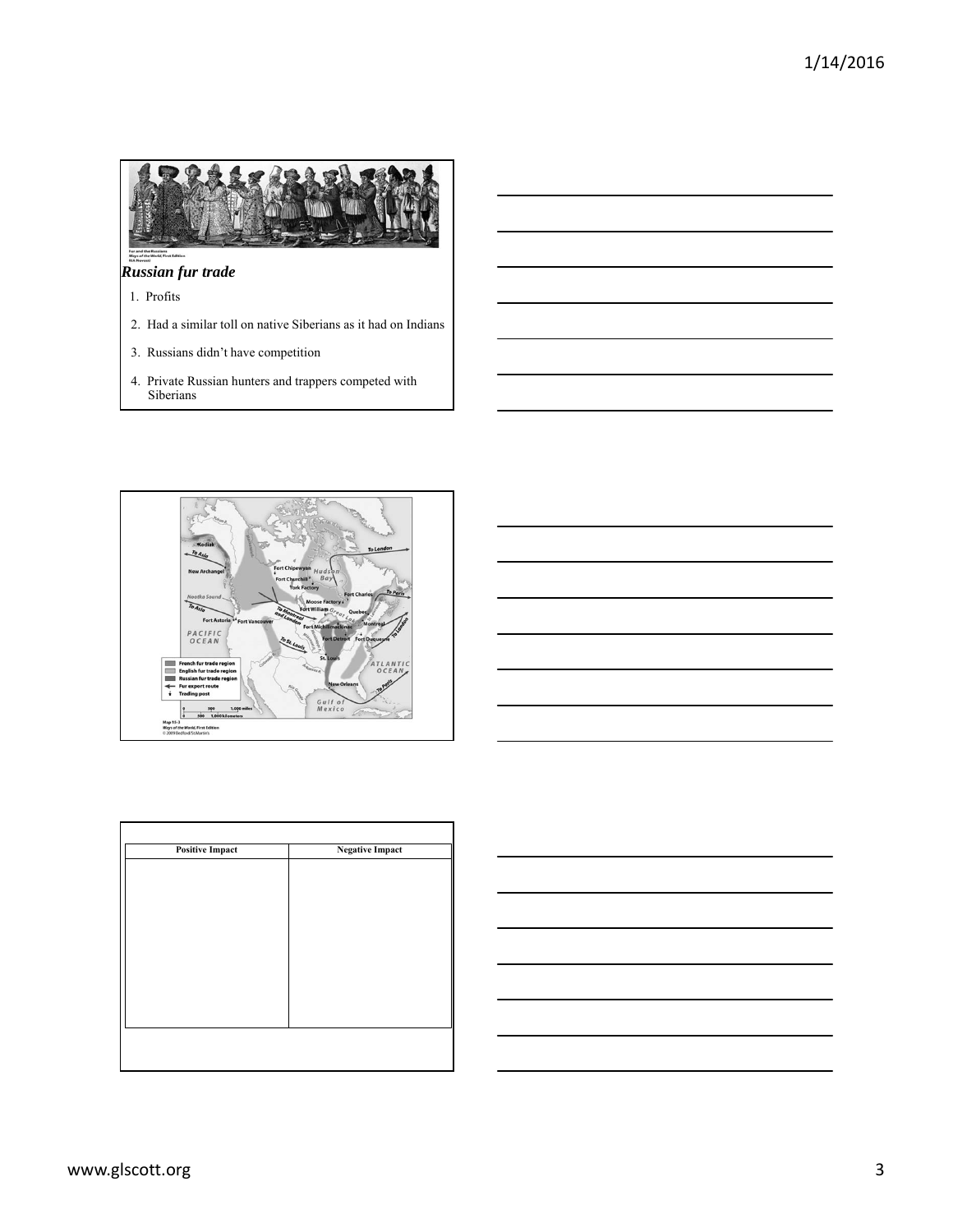Fur and the Russians
Ways of the World, First Edition
Rich Norcott

*Russian fur trade*

1. Profits
2. Had a similar toll on native Siberians as it had on Indians
3. Russians didn't have competition
4. Private Russian hunters and trappers competed with Siberians

Map 15-3
Ways of the World, First Edition
© 2009 Bedford/St.Martin's

| Positive Impact | Negative Impact |
|---|---|
| | |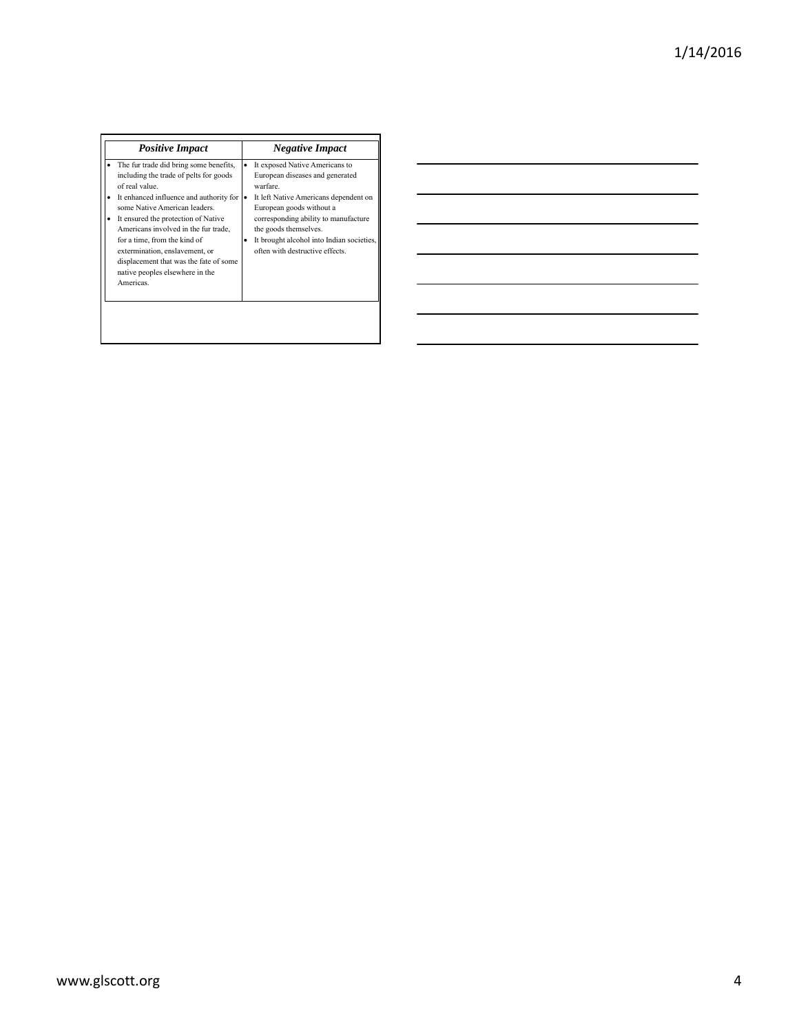| *Positive Impact* | *Negative Impact* |
|---|---|
| • The fur trade did bring some benefits, including the trade of pelts for goods of real value.<br>• It enhanced influence and authority for some Native American leaders.<br>• It ensured the protection of Native Americans involved in the fur trade, for a time, from the kind of extermination, enslavement, or displacement that was the fate of some native peoples elsewhere in the Americas. | • It exposed Native Americans to European diseases and generated warfare.<br>• It left Native Americans dependent on European goods without a corresponding ability to manufacture the goods themselves.<br>• It brought alcohol into Indian societies, often with destructive effects. |